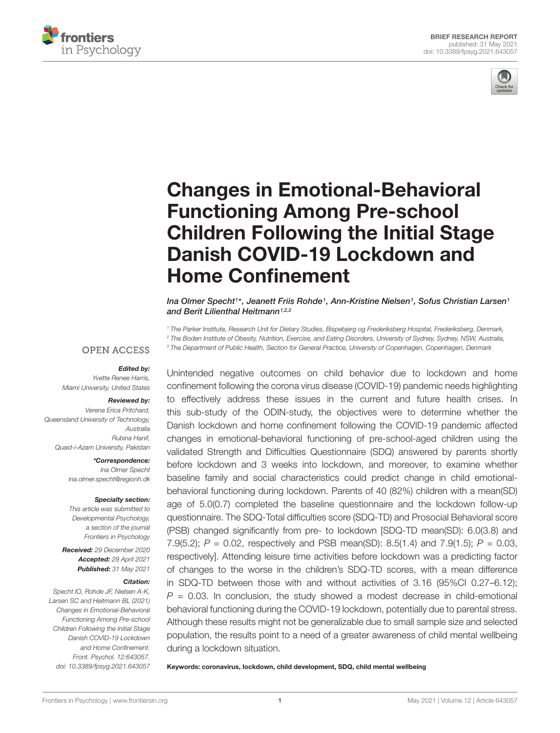BRIEF RESEARCH REPORT
published: 31 May 2021
doi: 10.3389/fpsyg.2021.643057

# Changes in Emotional-Behavioral Functioning Among Pre-school Children Following the Initial Stage Danish COVID-19 Lockdown and Home Confinement

*Ina Olmer Specht[1]\*, Jeanett Friis Rohde[1], Ann-Kristine Nielsen[1], Sofus Christian Larsen[1] and Berit Lilienthal Heitmann[1,2,3]*

[1] The Parker Institute, Research Unit for Dietary Studies, Bispebjerg og Frederiksberg Hospital, Frederiksberg, Denmark,
[2] The Boden Institute of Obesity, Nutrition, Exercise, and Eating Disorders, University of Sydney, Sydney, NSW, Australia,
[3] The Department of Public Health, Section for General Practice, University of Copenhagen, Copenhagen, Denmark

OPEN ACCESS

**Edited by:**
*Yvette Renee Harris, Miami University, United States*

**Reviewed by:**
*Verena Erica Pritchard, Queensland University of Technology, Australia*
*Rubina Hanif, Quaid-i-Azam University, Pakistan*

**\*Correspondence:**
*Ina Olmer Specht*
*ina.olmer.specht@regionh.dk*

**Specialty section:**
*This article was submitted to Developmental Psychology, a section of the journal Frontiers in Psychology*

**Received:** 29 December 2020
**Accepted:** 29 April 2021
**Published:** 31 May 2021

**Citation:**
*Specht IO, Rohde JF, Nielsen A-K, Larsen SC and Heitmann BL (2021) Changes in Emotional-Behavioral Functioning Among Pre-school Children Following the Initial Stage Danish COVID-19 Lockdown and Home Confinement. Front. Psychol. 12:643057. doi: 10.3389/fpsyg.2021.643057*

Unintended negative outcomes on child behavior due to lockdown and home confinement following the corona virus disease (COVID-19) pandemic needs highlighting to effectively address these issues in the current and future health crises. In this sub-study of the ODIN-study, the objectives were to determine whether the Danish lockdown and home confinement following the COVID-19 pandemic affected changes in emotional-behavioral functioning of pre-school-aged children using the validated Strength and Difficulties Questionnaire (SDQ) answered by parents shortly before lockdown and 3 weeks into lockdown, and moreover, to examine whether baseline family and social characteristics could predict change in child emotional-behavioral functioning during lockdown. Parents of 40 (82%) children with a mean(SD) age of 5.0(0.7) completed the baseline questionnaire and the lockdown follow-up questionnaire. The SDQ-Total difficulties score (SDQ-TD) and Prosocial Behavioral score (PSB) changed significantly from pre- to lockdown [SDQ-TD mean(SD): 6.0(3.8) and 7.9(5.2); $P = 0.02$, respectively and PSB mean(SD): 8.5(1.4) and 7.9(1.5); $P = 0.03$, respectively]. Attending leisure time activities before lockdown was a predicting factor of changes to the worse in the children's SDQ-TD scores, with a mean difference in SDQ-TD between those with and without activities of 3.16 (95%CI 0.27–6.12); $P = 0.03$. In conclusion, the study showed a modest decrease in child-emotional behavioral functioning during the COVID-19 lockdown, potentially due to parental stress. Although these results might not be generalizable due to small sample size and selected population, the results point to a need of a greater awareness of child mental wellbeing during a lockdown situation.

**Keywords: coronavirus, lockdown, child development, SDQ, child mental wellbeing**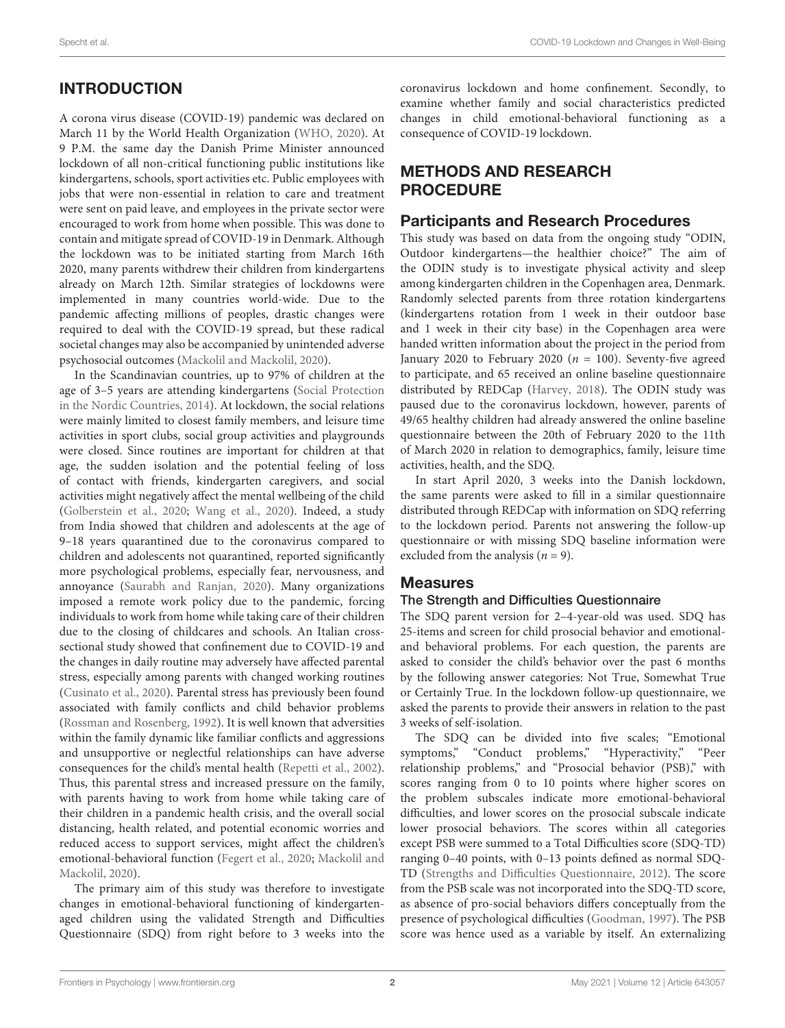## INTRODUCTION

A corona virus disease (COVID-19) pandemic was declared on March 11 by the World Health Organization (WHO, 2020). At 9 P.M. the same day the Danish Prime Minister announced lockdown of all non-critical functioning public institutions like kindergartens, schools, sport activities etc. Public employees with jobs that were non-essential in relation to care and treatment were sent on paid leave, and employees in the private sector were encouraged to work from home when possible. This was done to contain and mitigate spread of COVID-19 in Denmark. Although the lockdown was to be initiated starting from March 16th 2020, many parents withdrew their children from kindergartens already on March 12th. Similar strategies of lockdowns were implemented in many countries world-wide. Due to the pandemic affecting millions of peoples, drastic changes were required to deal with the COVID-19 spread, but these radical societal changes may also be accompanied by unintended adverse psychosocial outcomes (Mackolil and Mackolil, 2020).

In the Scandinavian countries, up to 97% of children at the age of 3–5 years are attending kindergartens (Social Protection in the Nordic Countries, 2014). At lockdown, the social relations were mainly limited to closest family members, and leisure time activities in sport clubs, social group activities and playgrounds were closed. Since routines are important for children at that age, the sudden isolation and the potential feeling of loss of contact with friends, kindergarten caregivers, and social activities might negatively affect the mental wellbeing of the child (Golberstein et al., 2020; Wang et al., 2020). Indeed, a study from India showed that children and adolescents at the age of 9–18 years quarantined due to the coronavirus compared to children and adolescents not quarantined, reported significantly more psychological problems, especially fear, nervousness, and annoyance (Saurabh and Ranjan, 2020). Many organizations imposed a remote work policy due to the pandemic, forcing individuals to work from home while taking care of their children due to the closing of childcares and schools. An Italian cross-sectional study showed that confinement due to COVID-19 and the changes in daily routine may adversely have affected parental stress, especially among parents with changed working routines (Cusinato et al., 2020). Parental stress has previously been found associated with family conflicts and child behavior problems (Rossman and Rosenberg, 1992). It is well known that adversities within the family dynamic like familiar conflicts and aggressions and unsupportive or neglectful relationships can have adverse consequences for the child's mental health (Repetti et al., 2002). Thus, this parental stress and increased pressure on the family, with parents having to work from home while taking care of their children in a pandemic health crisis, and the overall social distancing, health related, and potential economic worries and reduced access to support services, might affect the children's emotional-behavioral function (Fegert et al., 2020; Mackolil and Mackolil, 2020).

The primary aim of this study was therefore to investigate changes in emotional-behavioral functioning of kindergarten-aged children using the validated Strength and Difficulties Questionnaire (SDQ) from right before to 3 weeks into the coronavirus lockdown and home confinement. Secondly, to examine whether family and social characteristics predicted changes in child emotional-behavioral functioning as a consequence of COVID-19 lockdown.

## METHODS AND RESEARCH PROCEDURE

### Participants and Research Procedures

This study was based on data from the ongoing study "ODIN, Outdoor kindergartens—the healthier choice?" The aim of the ODIN study is to investigate physical activity and sleep among kindergarten children in the Copenhagen area, Denmark. Randomly selected parents from three rotation kindergartens (kindergartens rotation from 1 week in their outdoor base and 1 week in their city base) in the Copenhagen area were handed written information about the project in the period from January 2020 to February 2020 ($n$ = 100). Seventy-five agreed to participate, and 65 received an online baseline questionnaire distributed by REDCap (Harvey, 2018). The ODIN study was paused due to the coronavirus lockdown, however, parents of 49/65 healthy children had already answered the online baseline questionnaire between the 20th of February 2020 to the 11th of March 2020 in relation to demographics, family, leisure time activities, health, and the SDQ.

In start April 2020, 3 weeks into the Danish lockdown, the same parents were asked to fill in a similar questionnaire distributed through REDCap with information on SDQ referring to the lockdown period. Parents not answering the follow-up questionnaire or with missing SDQ baseline information were excluded from the analysis ($n$ = 9).

### Measures

#### The Strength and Difficulties Questionnaire

The SDQ parent version for 2–4-year-old was used. SDQ has 25-items and screen for child prosocial behavior and emotional- and behavioral problems. For each question, the parents are asked to consider the child's behavior over the past 6 months by the following answer categories: Not True, Somewhat True or Certainly True. In the lockdown follow-up questionnaire, we asked the parents to provide their answers in relation to the past 3 weeks of self-isolation.

The SDQ can be divided into five scales; "Emotional symptoms," "Conduct problems," "Hyperactivity," "Peer relationship problems," and "Prosocial behavior (PSB)," with scores ranging from 0 to 10 points where higher scores on the problem subscales indicate more emotional-behavioral difficulties, and lower scores on the prosocial subscale indicate lower prosocial behaviors. The scores within all categories except PSB were summed to a Total Difficulties score (SDQ-TD) ranging 0–40 points, with 0–13 points defined as normal SDQ-TD (Strengths and Difficulties Questionnaire, 2012). The score from the PSB scale was not incorporated into the SDQ-TD score, as absence of pro-social behaviors differs conceptually from the presence of psychological difficulties (Goodman, 1997). The PSB score was hence used as a variable by itself. An externalizing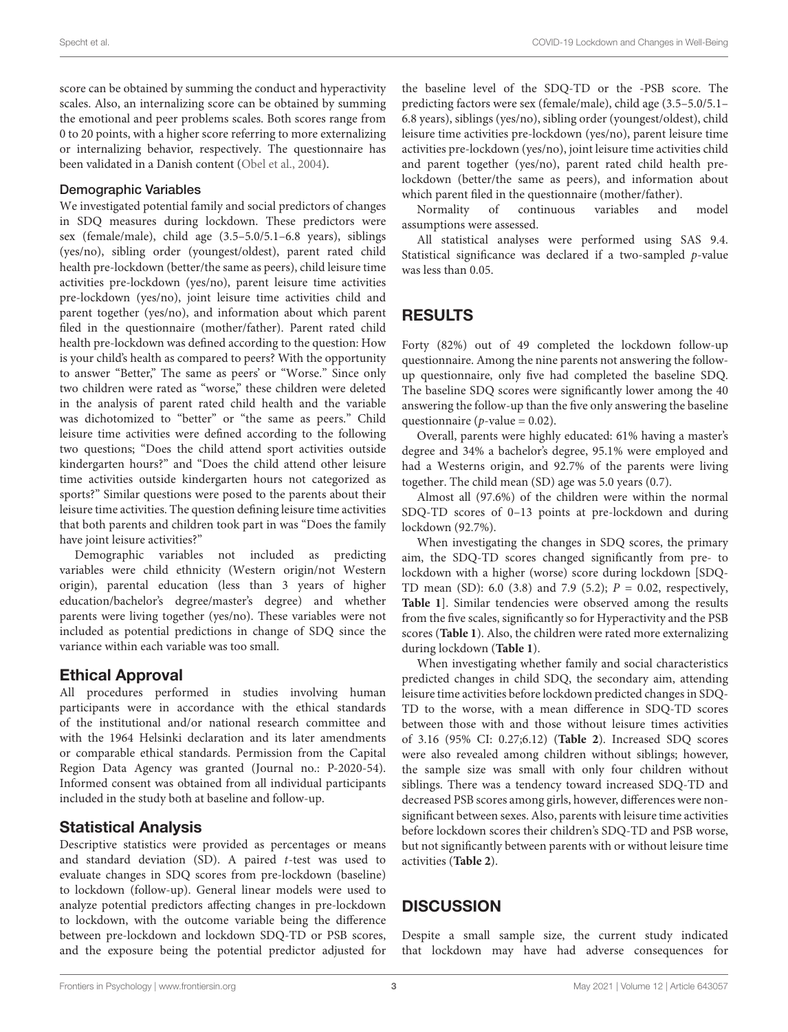score can be obtained by summing the conduct and hyperactivity scales. Also, an internalizing score can be obtained by summing the emotional and peer problems scales. Both scores range from 0 to 20 points, with a higher score referring to more externalizing or internalizing behavior, respectively. The questionnaire has been validated in a Danish content (Obel et al., 2004).

### Demographic Variables

We investigated potential family and social predictors of changes in SDQ measures during lockdown. These predictors were sex (female/male), child age (3.5–5.0/5.1–6.8 years), siblings (yes/no), sibling order (youngest/oldest), parent rated child health pre-lockdown (better/the same as peers), child leisure time activities pre-lockdown (yes/no), parent leisure time activities pre-lockdown (yes/no), joint leisure time activities child and parent together (yes/no), and information about which parent filed in the questionnaire (mother/father). Parent rated child health pre-lockdown was defined according to the question: How is your child's health as compared to peers? With the opportunity to answer "Better," The same as peers' or "Worse." Since only two children were rated as "worse," these children were deleted in the analysis of parent rated child health and the variable was dichotomized to "better" or "the same as peers." Child leisure time activities were defined according to the following two questions; "Does the child attend sport activities outside kindergarten hours?" and "Does the child attend other leisure time activities outside kindergarten hours not categorized as sports?" Similar questions were posed to the parents about their leisure time activities. The question defining leisure time activities that both parents and children took part in was "Does the family have joint leisure activities?"

Demographic variables not included as predicting variables were child ethnicity (Western origin/not Western origin), parental education (less than 3 years of higher education/bachelor's degree/master's degree) and whether parents were living together (yes/no). These variables were not included as potential predictions in change of SDQ since the variance within each variable was too small.

## Ethical Approval

All procedures performed in studies involving human participants were in accordance with the ethical standards of the institutional and/or national research committee and with the 1964 Helsinki declaration and its later amendments or comparable ethical standards. Permission from the Capital Region Data Agency was granted (Journal no.: P-2020-54). Informed consent was obtained from all individual participants included in the study both at baseline and follow-up.

## Statistical Analysis

Descriptive statistics were provided as percentages or means and standard deviation (SD). A paired *t*-test was used to evaluate changes in SDQ scores from pre-lockdown (baseline) to lockdown (follow-up). General linear models were used to analyze potential predictors affecting changes in pre-lockdown to lockdown, with the outcome variable being the difference between pre-lockdown and lockdown SDQ-TD or PSB scores, and the exposure being the potential predictor adjusted for the baseline level of the SDQ-TD or the -PSB score. The predicting factors were sex (female/male), child age (3.5–5.0/5.1–6.8 years), siblings (yes/no), sibling order (youngest/oldest), child leisure time activities pre-lockdown (yes/no), parent leisure time activities pre-lockdown (yes/no), joint leisure time activities child and parent together (yes/no), parent rated child health pre-lockdown (better/the same as peers), and information about which parent filed in the questionnaire (mother/father).

Normality of continuous variables and model assumptions were assessed.

All statistical analyses were performed using SAS 9.4. Statistical significance was declared if a two-sampled *p*-value was less than 0.05.

# RESULTS

Forty (82%) out of 49 completed the lockdown follow-up questionnaire. Among the nine parents not answering the follow-up questionnaire, only five had completed the baseline SDQ. The baseline SDQ scores were significantly lower among the 40 answering the follow-up than the five only answering the baseline questionnaire ($p$-value = 0.02).

Overall, parents were highly educated: 61% having a master's degree and 34% a bachelor's degree, 95.1% were employed and had a Westerns origin, and 92.7% of the parents were living together. The child mean (SD) age was 5.0 years (0.7).

Almost all (97.6%) of the children were within the normal SDQ-TD scores of 0–13 points at pre-lockdown and during lockdown (92.7%).

When investigating the changes in SDQ scores, the primary aim, the SDQ-TD scores changed significantly from pre- to lockdown with a higher (worse) score during lockdown [SDQ-TD mean (SD): 6.0 (3.8) and 7.9 (5.2); $P$ = 0.02, respectively, **Table 1**]. Similar tendencies were observed among the results from the five scales, significantly so for Hyperactivity and the PSB scores (**Table 1**). Also, the children were rated more externalizing during lockdown (**Table 1**).

When investigating whether family and social characteristics predicted changes in child SDQ, the secondary aim, attending leisure time activities before lockdown predicted changes in SDQ-TD to the worse, with a mean difference in SDQ-TD scores between those with and those without leisure times activities of 3.16 (95% CI: 0.27;6.12) (**Table 2**). Increased SDQ scores were also revealed among children without siblings; however, the sample size was small with only four children without siblings. There was a tendency toward increased SDQ-TD and decreased PSB scores among girls, however, differences were non-significant between sexes. Also, parents with leisure time activities before lockdown scores their children's SDQ-TD and PSB worse, but not significantly between parents with or without leisure time activities (**Table 2**).

# DISCUSSION

Despite a small sample size, the current study indicated that lockdown may have had adverse consequences for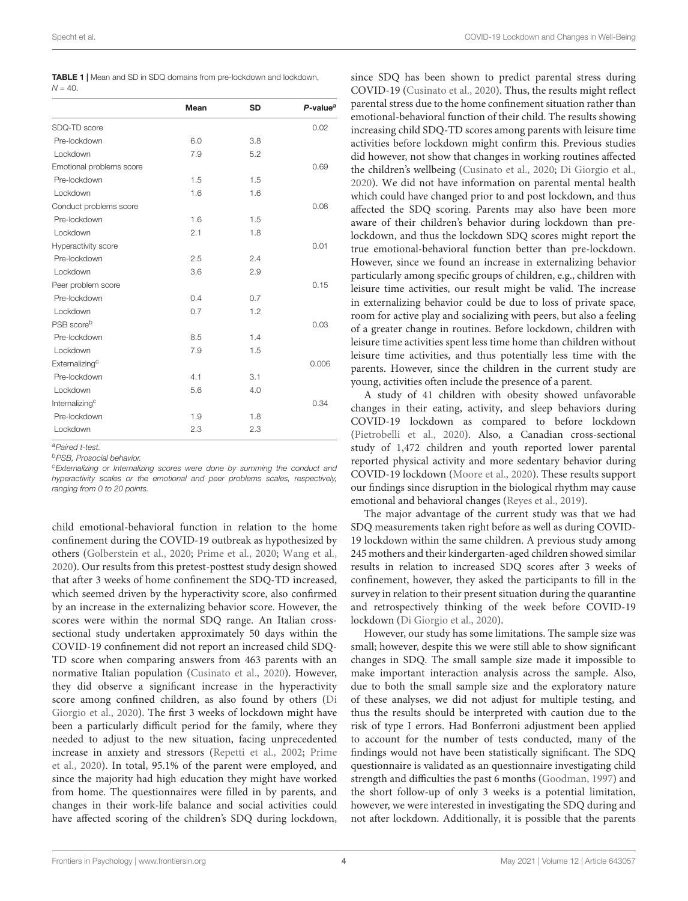**TABLE 1 |** Mean and SD in SDQ domains from pre-lockdown and lockdown, $N = 40$.

| | Mean | SD | *P*-value[a] |
|---|---|---|---|
| SDQ-TD score | | | 0.02 |
| Pre-lockdown | 6.0 | 3.8 | |
| Lockdown | 7.9 | 5.2 | |
| Emotional problems score | | | 0.69 |
| Pre-lockdown | 1.5 | 1.5 | |
| Lockdown | 1.6 | 1.6 | |
| Conduct problems score | | | 0.08 |
| Pre-lockdown | 1.6 | 1.5 | |
| Lockdown | 2.1 | 1.8 | |
| Hyperactivity score | | | 0.01 |
| Pre-lockdown | 2.5 | 2.4 | |
| Lockdown | 3.6 | 2.9 | |
| Peer problem score | | | 0.15 |
| Pre-lockdown | 0.4 | 0.7 | |
| Lockdown | 0.7 | 1.2 | |
| PSB score[b] | | | 0.03 |
| Pre-lockdown | 8.5 | 1.4 | |
| Lockdown | 7.9 | 1.5 | |
| Externalizing[c] | | | 0.006 |
| Pre-lockdown | 4.1 | 3.1 | |
| Lockdown | 5.6 | 4.0 | |
| Internalizing[c] | | | 0.34 |
| Pre-lockdown | 1.9 | 1.8 | |
| Lockdown | 2.3 | 2.3 | |

[a]*Paired t-test.*
[b]*PSB, Prosocial behavior.*
[c]*Externalizing or Internalizing scores were done by summing the conduct and hyperactivity scales or the emotional and peer problems scales, respectively, ranging from 0 to 20 points.*

child emotional-behavioral function in relation to the home confinement during the COVID-19 outbreak as hypothesized by others (Golberstein et al., 2020; Prime et al., 2020; Wang et al., 2020). Our results from this pretest-posttest study design showed that after 3 weeks of home confinement the SDQ-TD increased, which seemed driven by the hyperactivity score, also confirmed by an increase in the externalizing behavior score. However, the scores were within the normal SDQ range. An Italian cross-sectional study undertaken approximately 50 days within the COVID-19 confinement did not report an increased child SDQ-TD score when comparing answers from 463 parents with an normative Italian population (Cusinato et al., 2020). However, they did observe a significant increase in the hyperactivity score among confined children, as also found by others (Di Giorgio et al., 2020). The first 3 weeks of lockdown might have been a particularly difficult period for the family, where they needed to adjust to the new situation, facing unprecedented increase in anxiety and stressors (Repetti et al., 2002; Prime et al., 2020). In total, 95.1% of the parent were employed, and since the majority had high education they might have worked from home. The questionnaires were filled in by parents, and changes in their work-life balance and social activities could have affected scoring of the children's SDQ during lockdown, since SDQ has been shown to predict parental stress during COVID-19 (Cusinato et al., 2020). Thus, the results might reflect parental stress due to the home confinement situation rather than emotional-behavioral function of their child. The results showing increasing child SDQ-TD scores among parents with leisure time activities before lockdown might confirm this. Previous studies did however, not show that changes in working routines affected the children's wellbeing (Cusinato et al., 2020; Di Giorgio et al., 2020). We did not have information on parental mental health which could have changed prior to and post lockdown, and thus affected the SDQ scoring. Parents may also have been more aware of their children's behavior during lockdown than pre-lockdown, and thus the lockdown SDQ scores might report the true emotional-behavioral function better than pre-lockdown. However, since we found an increase in externalizing behavior particularly among specific groups of children, e.g., children with leisure time activities, our result might be valid. The increase in externalizing behavior could be due to loss of private space, room for active play and socializing with peers, but also a feeling of a greater change in routines. Before lockdown, children with leisure time activities spent less time home than children without leisure time activities, and thus potentially less time with the parents. However, since the children in the current study are young, activities often include the presence of a parent.

A study of 41 children with obesity showed unfavorable changes in their eating, activity, and sleep behaviors during COVID-19 lockdown as compared to before lockdown (Pietrobelli et al., 2020). Also, a Canadian cross-sectional study of 1,472 children and youth reported lower parental reported physical activity and more sedentary behavior during COVID-19 lockdown (Moore et al., 2020). These results support our findings since disruption in the biological rhythm may cause emotional and behavioral changes (Reyes et al., 2019).

The major advantage of the current study was that we had SDQ measurements taken right before as well as during COVID-19 lockdown within the same children. A previous study among 245 mothers and their kindergarten-aged children showed similar results in relation to increased SDQ scores after 3 weeks of confinement, however, they asked the participants to fill in the survey in relation to their present situation during the quarantine and retrospectively thinking of the week before COVID-19 lockdown (Di Giorgio et al., 2020).

However, our study has some limitations. The sample size was small; however, despite this we were still able to show significant changes in SDQ. The small sample size made it impossible to make important interaction analysis across the sample. Also, due to both the small sample size and the exploratory nature of these analyses, we did not adjust for multiple testing, and thus the results should be interpreted with caution due to the risk of type I errors. Had Bonferroni adjustment been applied to account for the number of tests conducted, many of the findings would not have been statistically significant. The SDQ questionnaire is validated as an questionnaire investigating child strength and difficulties the past 6 months (Goodman, 1997) and the short follow-up of only 3 weeks is a potential limitation, however, we were interested in investigating the SDQ during and not after lockdown. Additionally, it is possible that the parents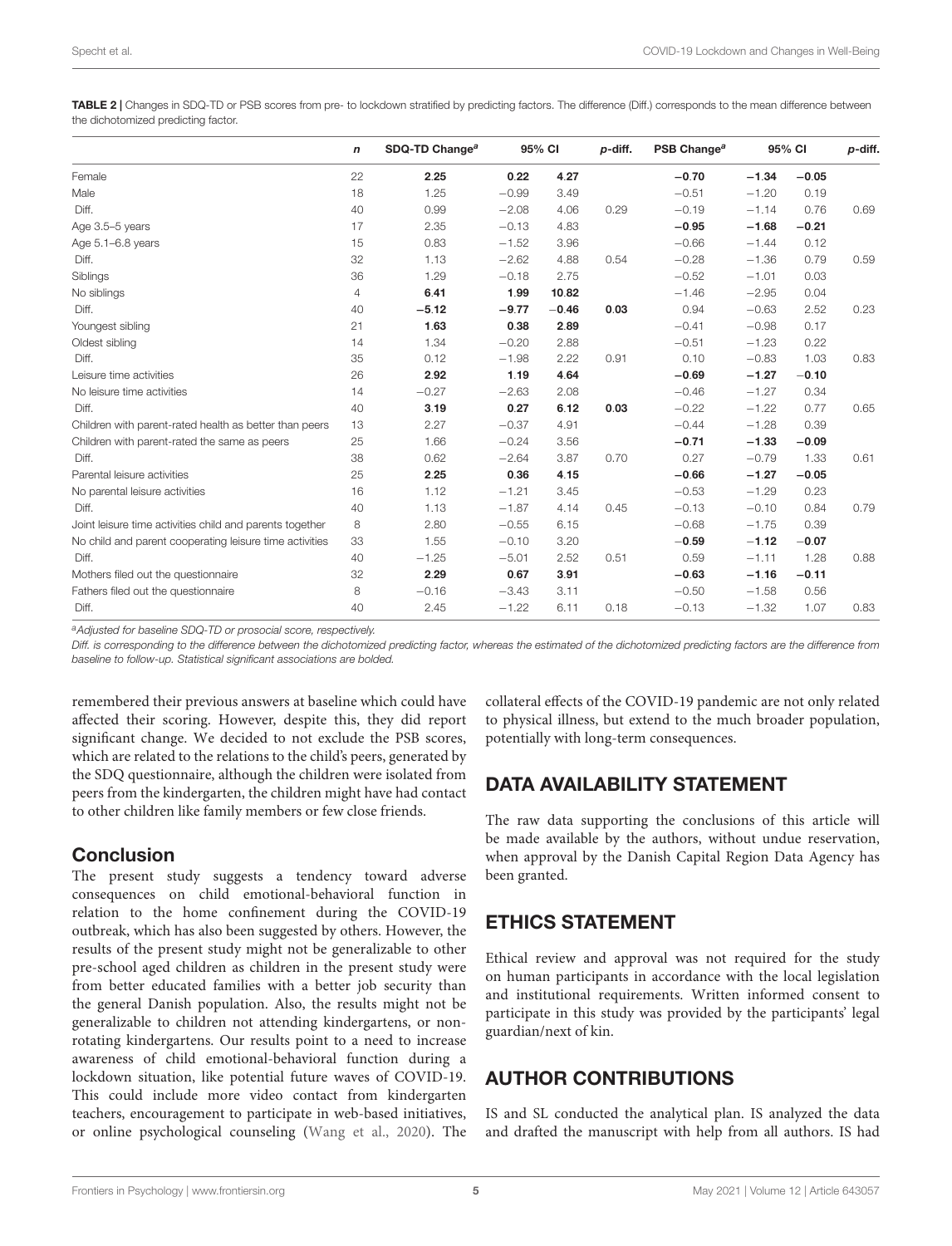**TABLE 2** | Changes in SDQ-TD or PSB scores from pre- to lockdown stratified by predicting factors. The difference (Diff.) corresponds to the mean difference between the dichotomized predicting factor.

| | *n* | SDQ-TD Change[a] | 95% CI | | *p*-diff. | PSB Change[a] | 95% CI | | *p*-diff. |
|---|---|---|---|---|---|---|---|---|---|
| Female | 22 | **2.25** | **0.22** | **4.27** | | **−0.70** | **−1.34** | **−0.05** | |
| Male | 18 | 1.25 | −0.99 | 3.49 | | −0.51 | −1.20 | 0.19 | |
| Diff. | 40 | 0.99 | −2.08 | 4.06 | 0.29 | −0.19 | −1.14 | 0.76 | 0.69 |
| Age 3.5–5 years | 17 | 2.35 | −0.13 | 4.83 | | **−0.95** | **−1.68** | **−0.21** | |
| Age 5.1–6.8 years | 15 | 0.83 | −1.52 | 3.96 | | −0.66 | −1.44 | 0.12 | |
| Diff. | 32 | 1.13 | −2.62 | 4.88 | 0.54 | −0.28 | −1.36 | 0.79 | 0.59 |
| Siblings | 36 | 1.29 | −0.18 | 2.75 | | −0.52 | −1.01 | 0.03 | |
| No siblings | 4 | **6.41** | **1.99** | **10.82** | | −1.46 | −2.95 | 0.04 | |
| Diff. | 40 | **−5.12** | **−9.77** | **−0.46** | **0.03** | 0.94 | −0.63 | 2.52 | 0.23 |
| Youngest sibling | 21 | **1.63** | **0.38** | **2.89** | | −0.41 | −0.98 | 0.17 | |
| Oldest sibling | 14 | 1.34 | −0.20 | 2.88 | | −0.51 | −1.23 | 0.22 | |
| Diff. | 35 | 0.12 | −1.98 | 2.22 | 0.91 | 0.10 | −0.83 | 1.03 | 0.83 |
| Leisure time activities | 26 | **2.92** | **1.19** | **4.64** | | **−0.69** | **−1.27** | **−0.10** | |
| No leisure time activities | 14 | −0.27 | −2.63 | 2.08 | | −0.46 | −1.27 | 0.34 | |
| Diff. | 40 | **3.19** | **0.27** | **6.12** | **0.03** | −0.22 | −1.22 | 0.77 | 0.65 |
| Children with parent-rated health as better than peers | 13 | 2.27 | −0.37 | 4.91 | | −0.44 | −1.28 | 0.39 | |
| Children with parent-rated the same as peers | 25 | 1.66 | −0.24 | 3.56 | | **−0.71** | **−1.33** | **−0.09** | |
| Diff. | 38 | 0.62 | −2.64 | 3.87 | 0.70 | 0.27 | −0.79 | 1.33 | 0.61 |
| Parental leisure activities | 25 | **2.25** | **0.36** | **4.15** | | **−0.66** | **−1.27** | **−0.05** | |
| No parental leisure activities | 16 | 1.12 | −1.21 | 3.45 | | −0.53 | −1.29 | 0.23 | |
| Diff. | 40 | 1.13 | −1.87 | 4.14 | 0.45 | −0.13 | −0.10 | 0.84 | 0.79 |
| Joint leisure time activities child and parents together | 8 | 2.80 | −0.55 | 6.15 | | −0.68 | −1.75 | 0.39 | |
| No child and parent cooperating leisure time activities | 33 | 1.55 | −0.10 | 3.20 | | **−0.59** | **−1.12** | **−0.07** | |
| Diff. | 40 | −1.25 | −5.01 | 2.52 | 0.51 | 0.59 | −1.11 | 1.28 | 0.88 |
| Mothers filed out the questionnaire | 32 | **2.29** | **0.67** | **3.91** | | **−0.63** | **−1.16** | **−0.11** | |
| Fathers filed out the questionnaire | 8 | −0.16 | −3.43 | 3.11 | | −0.50 | −1.58 | 0.56 | |
| Diff. | 40 | 2.45 | −1.22 | 6.11 | 0.18 | −0.13 | −1.32 | 1.07 | 0.83 |

[a]*Adjusted for baseline SDQ-TD or prosocial score, respectively.*

*Diff. is corresponding to the difference between the dichotomized predicting factor, whereas the estimated of the dichotomized predicting factors are the difference from baseline to follow-up. Statistical significant associations are bolded.*

remembered their previous answers at baseline which could have affected their scoring. However, despite this, they did report significant change. We decided to not exclude the PSB scores, which are related to the relations to the child's peers, generated by the SDQ questionnaire, although the children were isolated from peers from the kindergarten, the children might have had contact to other children like family members or few close friends.

### Conclusion

The present study suggests a tendency toward adverse consequences on child emotional-behavioral function in relation to the home confinement during the COVID-19 outbreak, which has also been suggested by others. However, the results of the present study might not be generalizable to other pre-school aged children as children in the present study were from better educated families with a better job security than the general Danish population. Also, the results might not be generalizable to children not attending kindergartens, or non-rotating kindergartens. Our results point to a need to increase awareness of child emotional-behavioral function during a lockdown situation, like potential future waves of COVID-19. This could include more video contact from kindergarten teachers, encouragement to participate in web-based initiatives, or online psychological counseling (Wang et al., 2020). The collateral effects of the COVID-19 pandemic are not only related to physical illness, but extend to the much broader population, potentially with long-term consequences.

## DATA AVAILABILITY STATEMENT

The raw data supporting the conclusions of this article will be made available by the authors, without undue reservation, when approval by the Danish Capital Region Data Agency has been granted.

## ETHICS STATEMENT

Ethical review and approval was not required for the study on human participants in accordance with the local legislation and institutional requirements. Written informed consent to participate in this study was provided by the participants' legal guardian/next of kin.

## AUTHOR CONTRIBUTIONS

IS and SL conducted the analytical plan. IS analyzed the data and drafted the manuscript with help from all authors. IS had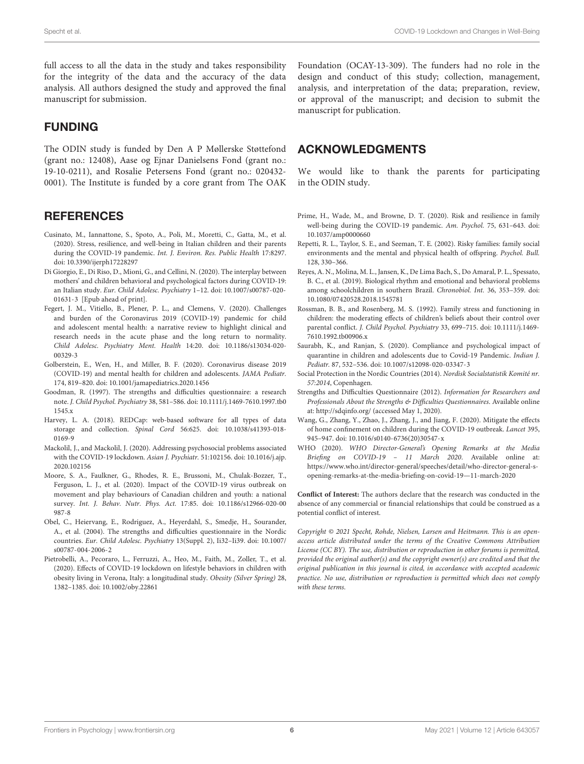full access to all the data in the study and takes responsibility for the integrity of the data and the accuracy of the data analysis. All authors designed the study and approved the final manuscript for submission.

## FUNDING

The ODIN study is funded by Den A P Møllerske Støttefond (grant no.: 12408), Aase og Ejnar Danielsens Fond (grant no.: 19-10-0211), and Rosalie Petersens Fond (grant no.: 020432-0001). The Institute is funded by a core grant from The OAK Foundation (OCAY-13-309). The funders had no role in the design and conduct of this study; collection, management, analysis, and interpretation of the data; preparation, review, or approval of the manuscript; and decision to submit the manuscript for publication.

## ACKNOWLEDGMENTS

We would like to thank the parents for participating in the ODIN study.

## REFERENCES

Cusinato, M., Iannattone, S., Spoto, A., Poli, M., Moretti, C., Gatta, M., et al. (2020). Stress, resilience, and well-being in Italian children and their parents during the COVID-19 pandemic. *Int. J. Environ. Res. Public Health* 17:8297. doi: 10.3390/ijerph17228297

Di Giorgio, E., Di Riso, D., Mioni, G., and Cellini, N. (2020). The interplay between mothers' and children behavioral and psychological factors during COVID-19: an Italian study. *Eur. Child Adolesc. Psychiatry* 1–12. doi: 10.1007/s00787-020-01631-3 [Epub ahead of print].

Fegert, J. M., Vitiello, B., Plener, P. L., and Clemens, V. (2020). Challenges and burden of the Coronavirus 2019 (COVID-19) pandemic for child and adolescent mental health: a narrative review to highlight clinical and research needs in the acute phase and the long return to normality. *Child Adolesc. Psychiatry Ment. Health* 14:20. doi: 10.1186/s13034-020-00329-3

Golberstein, E., Wen, H., and Miller, B. F. (2020). Coronavirus disease 2019 (COVID-19) and mental health for children and adolescents. *JAMA Pediatr.* 174, 819–820. doi: 10.1001/jamapediatrics.2020.1456

Goodman, R. (1997). The strengths and difficulties questionnaire: a research note. *J. Child Psychol. Psychiatry* 38, 581–586. doi: 10.1111/j.1469-7610.1997.tb01545.x

Harvey, L. A. (2018). REDCap: web-based software for all types of data storage and collection. *Spinal Cord* 56:625. doi: 10.1038/s41393-018-0169-9

Mackolil, J., and Mackolil, J. (2020). Addressing psychosocial problems associated with the COVID-19 lockdown. *Asian J. Psychiatr.* 51:102156. doi: 10.1016/j.ajp.2020.102156

Moore, S. A., Faulkner, G., Rhodes, R. E., Brussoni, M., Chulak-Bozzer, T., Ferguson, L. J., et al. (2020). Impact of the COVID-19 virus outbreak on movement and play behaviours of Canadian children and youth: a national survey. *Int. J. Behav. Nutr. Phys. Act.* 17:85. doi: 10.1186/s12966-020-00987-8

Obel, C., Heiervang, E., Rodriguez, A., Heyerdahl, S., Smedje, H., Sourander, A., et al. (2004). The strengths and difficulties questionnaire in the Nordic countries. *Eur. Child Adolesc. Psychiatry* 13(Suppl. 2), Ii32–Ii39. doi: 10.1007/s00787-004-2006-2

Pietrobelli, A., Pecoraro, L., Ferruzzi, A., Heo, M., Faith, M., Zoller, T., et al. (2020). Effects of COVID-19 lockdown on lifestyle behaviors in children with obesity living in Verona, Italy: a longitudinal study. *Obesity (Silver Spring)* 28, 1382–1385. doi: 10.1002/oby.22861

Prime, H., Wade, M., and Browne, D. T. (2020). Risk and resilience in family well-being during the COVID-19 pandemic. *Am. Psychol.* 75, 631–643. doi: 10.1037/amp0000660

Repetti, R. L., Taylor, S. E., and Seeman, T. E. (2002). Risky families: family social environments and the mental and physical health of offspring. *Psychol. Bull.* 128, 330–366.

Reyes, A. N., Molina, M. L., Jansen, K., De Lima Bach, S., Do Amaral, P. L., Spessato, B. C., et al. (2019). Biological rhythm and emotional and behavioral problems among schoolchildren in southern Brazil. *Chronobiol. Int.* 36, 353–359. doi: 10.1080/07420528.2018.1545781

Rossman, B. B., and Rosenberg, M. S. (1992). Family stress and functioning in children: the moderating effects of children's beliefs about their control over parental conflict. *J. Child Psychol. Psychiatry* 33, 699–715. doi: 10.1111/j.1469-7610.1992.tb00906.x

Saurabh, K., and Ranjan, S. (2020). Compliance and psychological impact of quarantine in children and adolescents due to Covid-19 Pandemic. *Indian J. Pediatr.* 87, 532–536. doi: 10.1007/s12098-020-03347-3

Social Protection in the Nordic Countries (2014). *Nordisk Socialstatistik Komité nr. 57:2014*, Copenhagen.

Strengths and Difficulties Questionnaire (2012). *Information for Researchers and Professionals About the Strengths & Difficulties Questionnaires*. Available online at: http://sdqinfo.org/ (accessed May 1, 2020).

Wang, G., Zhang, Y., Zhao, J., Zhang, J., and Jiang, F. (2020). Mitigate the effects of home confinement on children during the COVID-19 outbreak. *Lancet* 395, 945–947. doi: 10.1016/s0140-6736(20)30547-x

WHO (2020). *WHO Director-General's Opening Remarks at the Media Briefing on COVID-19 – 11 March 2020*. Available online at: https://www.who.int/director-general/speeches/detail/who-director-general-s-opening-remarks-at-the-media-briefing-on-covid-19—11-march-2020

**Conflict of Interest:** The authors declare that the research was conducted in the absence of any commercial or financial relationships that could be construed as a potential conflict of interest.

*Copyright © 2021 Specht, Rohde, Nielsen, Larsen and Heitmann. This is an open-access article distributed under the terms of the Creative Commons Attribution License (CC BY). The use, distribution or reproduction in other forums is permitted, provided the original author(s) and the copyright owner(s) are credited and that the original publication in this journal is cited, in accordance with accepted academic practice. No use, distribution or reproduction is permitted which does not comply with these terms.*